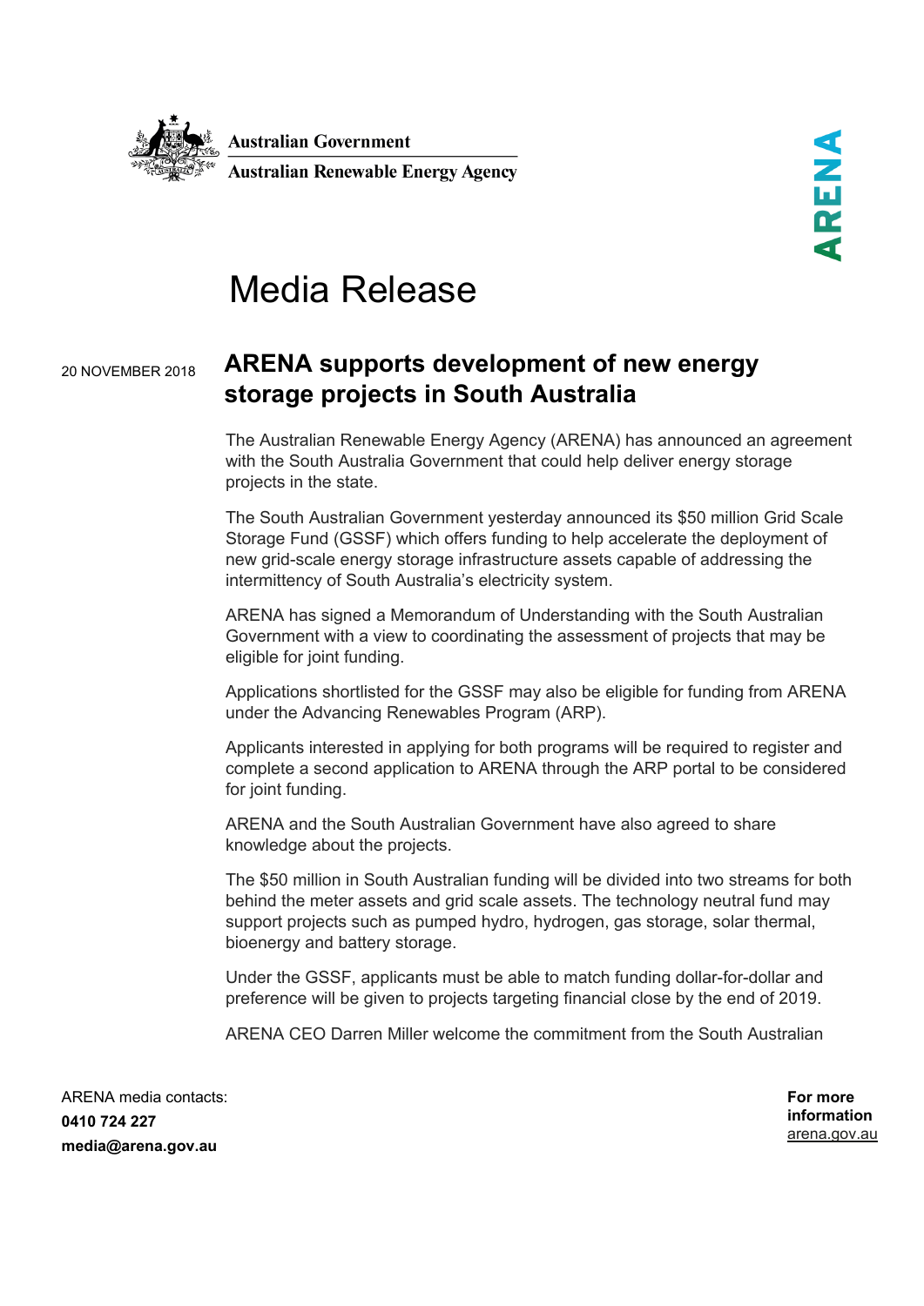Australian Government

Australian Renewable Energy Agency

ARENA

# Media Release

20 NOVEMBER 2018

## ARENA supports development of new energy storage projects in South Australia

The Australian Renewable Energy Agency (ARENA) has announced an agreement with the South Australia Government that could help deliver energy storage projects in the state.

The South Australian Government yesterday announced its $50 million Grid Scale Storage Fund (GSSF) which offers funding to help accelerate the deployment of new grid-scale energy storage infrastructure assets capable of addressing the intermittency of South Australia's electricity system.

ARENA has signed a Memorandum of Understanding with the South Australian Government with a view to coordinating the assessment of projects that may be eligible for joint funding.

Applications shortlisted for the GSSF may also be eligible for funding from ARENA under the Advancing Renewables Program (ARP).

Applicants interested in applying for both programs will be required to register and complete a second application to ARENA through the ARP portal to be considered for joint funding.

ARENA and the South Australian Government have also agreed to share knowledge about the projects.

The $50 million in South Australian funding will be divided into two streams for both behind the meter assets and grid scale assets. The technology neutral fund may support projects such as pumped hydro, hydrogen, gas storage, solar thermal, bioenergy and battery storage.

Under the GSSF, applicants must be able to match funding dollar-for-dollar and preference will be given to projects targeting financial close by the end of 2019.

ARENA CEO Darren Miller welcome the commitment from the South Australian

ARENA media contacts:
**0410 724 227**
**media@arena.gov.au**

**For more information**
arena.gov.au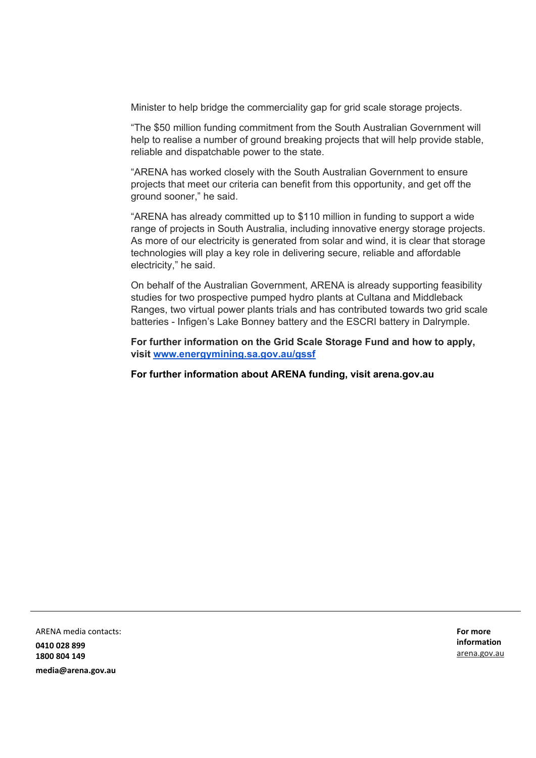Minister to help bridge the commerciality gap for grid scale storage projects.

"The $50 million funding commitment from the South Australian Government will help to realise a number of ground breaking projects that will help provide stable, reliable and dispatchable power to the state.

"ARENA has worked closely with the South Australian Government to ensure projects that meet our criteria can benefit from this opportunity, and get off the ground sooner," he said.

"ARENA has already committed up to $110 million in funding to support a wide range of projects in South Australia, including innovative energy storage projects. As more of our electricity is generated from solar and wind, it is clear that storage technologies will play a key role in delivering secure, reliable and affordable electricity," he said.

On behalf of the Australian Government, ARENA is already supporting feasibility studies for two prospective pumped hydro plants at Cultana and Middleback Ranges, two virtual power plants trials and has contributed towards two grid scale batteries - Infigen's Lake Bonney battery and the ESCRI battery in Dalrymple.

**For further information on the Grid Scale Storage Fund and how to apply, visit [www.energymining.sa.gov.au/gssf](http://www.energymining.sa.gov.au/gssf)**

**For further information about ARENA funding, visit arena.gov.au**

ARENA media contacts:

**0410 028 899**
**1800 804 149**

**media@arena.gov.au**

**For more information**
arena.gov.au